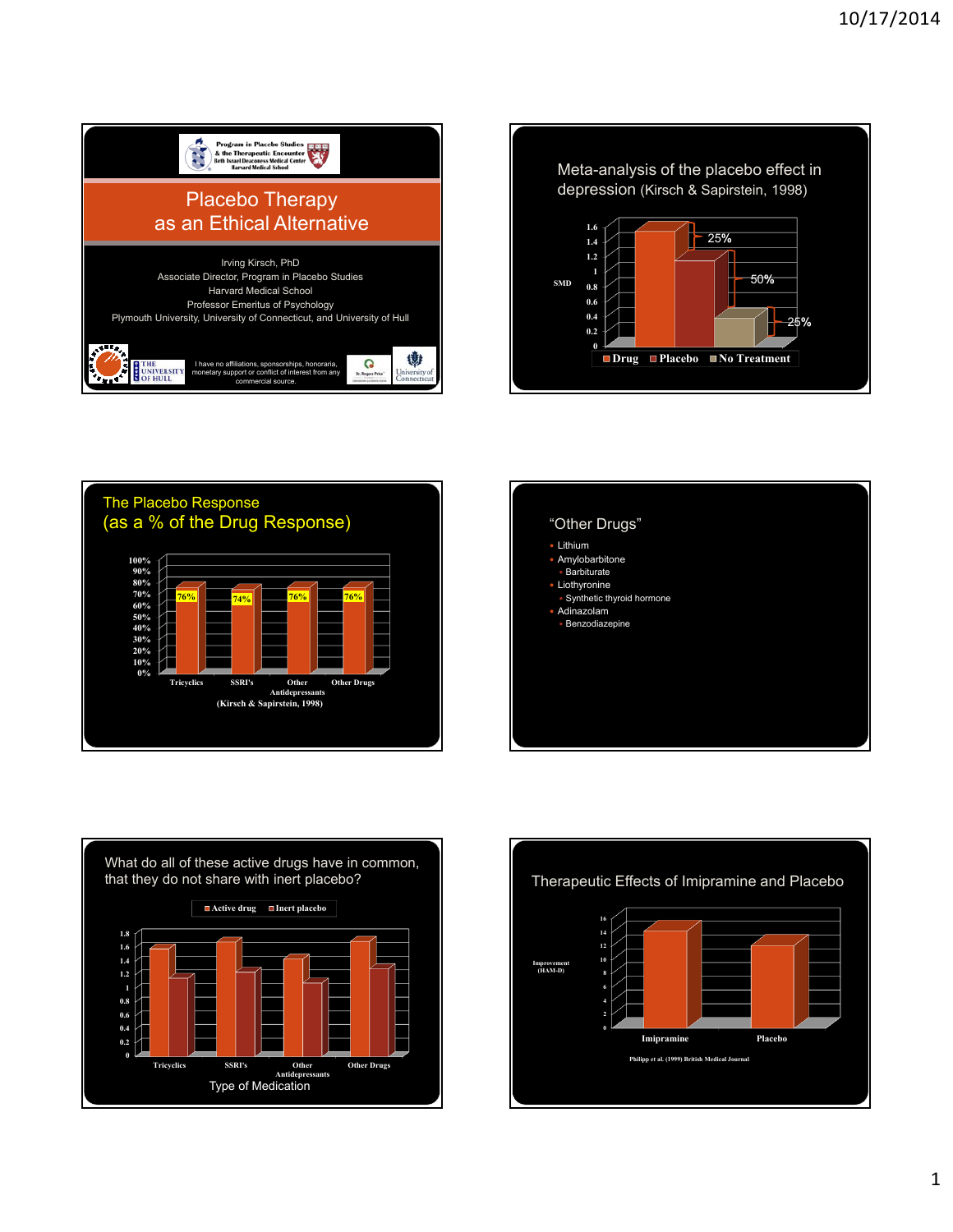## Placebo Therapy as an Ethical Alternative

Program in Placebo Studies & the Therapeutic Encounter
Beth Israel Deaconess Medical Center
Harvard Medical School

Irving Kirsch, PhD
Associate Director, Program in Placebo Studies
Harvard Medical School
Professor Emeritus of Psychology
Plymouth University, University of Connecticut, and University of Hull

I have no affiliations, sponsorships, honoraria, monetary support or conflict of interest from any commercial source.

---

## Meta-analysis of the placebo effect in depression (Kirsch & Sapirstein, 1998)

SMD

| | Drug | Placebo | No Treatment |
|---|---|---|---|
| SMD | ~1.55 | ~1.15 | ~0.4 |

25% (Drug − Placebo), 50% (Placebo − No Treatment), 25% (No Treatment)

---

## The Placebo Response (as a % of the Drug Response)

| Tricyclics | SSRI's | Other Antidepressants | Other Drugs |
|---|---|---|---|
| 76% | 74% | 76% | 76% |

(Kirsch & Sapirstein, 1998)

---

## "Other Drugs"

- Lithium
- Amylobarbitone
  - Barbiturate
- Liothyronine
  - Synthetic thyroid hormone
- Adinazolam
  - Benzodiazepine

---

## What do all of these active drugs have in common, that they do not share with inert placebo?

| Type of Medication | Active drug | Inert placebo |
|---|---|---|
| Tricyclics | ~1.55 | ~1.12 |
| SSRI's | ~1.65 | ~1.22 |
| Other Antidepressants | ~1.4 | ~1.05 |
| Other Drugs | ~1.65 | ~1.28 |

---

## Therapeutic Effects of Imipramine and Placebo

Improvement (HAM-D)

| Imipramine | Placebo |
|---|---|
| ~14 | ~12 |

Philipp et al. (1999) British Medical Journal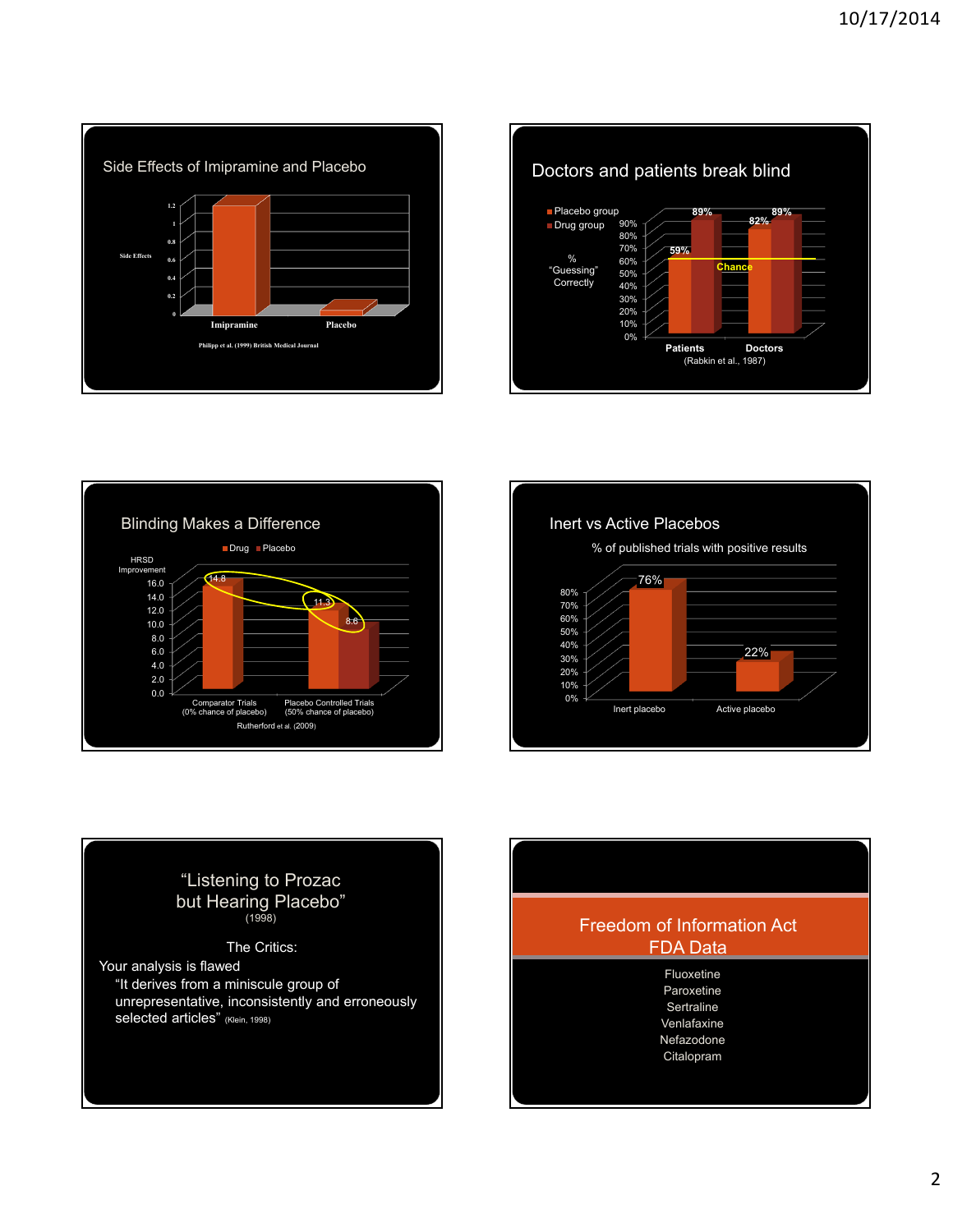## Side Effects of Imipramine and Placebo

Side Effects (0–1.2)

| | Imipramine | Placebo |
|---|---|---|
| Side Effects | ~1.15 | ~0.05 |

Philipp et al. (1999) British Medical Journal

## Doctors and patients break blind

% "Guessing" Correctly

| | Placebo group | Drug group |
|---|---|---|
| Patients | 59% | 89% |
| Doctors | 82% | 89% |

Chance

(Rabkin et al., 1987)

## Blinding Makes a Difference

HRSD Improvement

| | Drug | Placebo |
|---|---|---|
| Comparator Trials (0% chance of placebo) | 14.8 | |
| Placebo Controlled Trials (50% chance of placebo) | 11.3 | 8.6 |

Rutherford et al. (2009)

## Inert vs Active Placebos

% of published trials with positive results

| Inert placebo | Active placebo |
|---|---|
| 76% | 22% |

## "Listening to Prozac but Hearing Placebo"

(1998)

The Critics:

Your analysis is flawed

"It derives from a miniscule group of unrepresentative, inconsistently and erroneously selected articles" (Klein, 1998)

## Freedom of Information Act FDA Data

Fluoxetine
Paroxetine
Sertraline
Venlafaxine
Nefazodone
Citalopram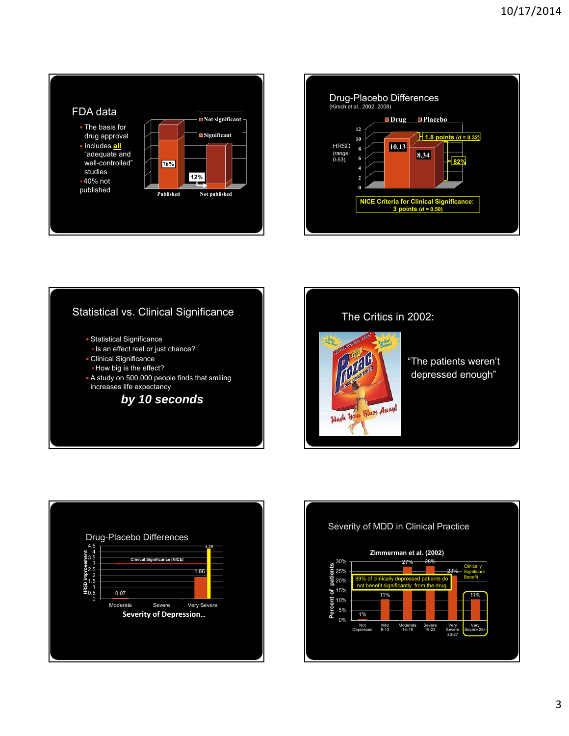## FDA data

- The basis for drug approval
- Includes **all** "adequate and well-controlled" studies
- 40% not published

Not significant
Significant

76%
12%

Published | Not published

## Drug-Placebo Differences

(Kirsch et al., 2002, 2008)

Drug | Placebo

HRSD (range: 0-53)

10.13
8.34

1.8 points ($d$ = 0.32)

82%

NICE Criteria for Clinical Significance: 3 points ($d$ = 0.50)

## Statistical vs. Clinical Significance

- Statistical Significance
  - Is an effect real or just chance?
- Clinical Significance
  - How big is the effect?
- A study on 500,000 people finds that smiling increases life expectancy

***by 10 seconds***

## The Critics in 2002:

"The patients weren't depressed enough"

## Drug-Placebo Differences

HRSD Improvement

Clinical Significance (NICE)

| Severity of Depression… | HRSD Improvement |
|---|---|
| Moderate | 0.07 |
| Severe | |
| Very Severe | 1.86 |

4.28

## Severity of MDD in Clinical Practice

**Zimmerman et al. (2002)**

Percent of patients

| Severity | Percent |
|---|---|
| Not Depressed | 1% |
| Mild 8-13 | 11% |
| Moderate 14-18 | 27% |
| Severe 19-22 | 28% |
| Very Severe 23-27 | 23% |
| Very Severe 28+ | 11% |

89% of clinically depressed patients do not benefit significantly from the drug

Clinically Significant Benefit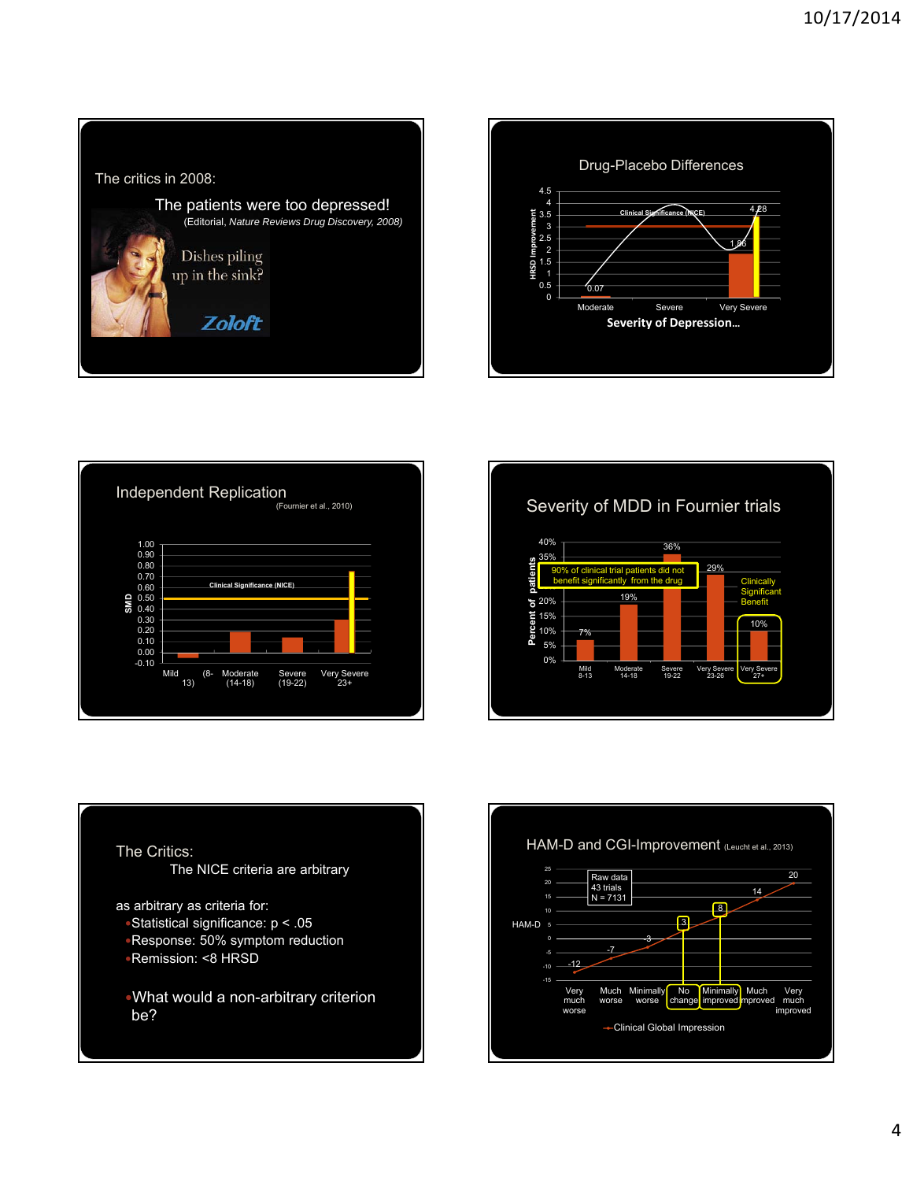### The critics in 2008:

The patients were too depressed!

(Editorial, *Nature Reviews Drug Discovery*, 2008)

Dishes piling up in the sink?

Zoloft

### Drug-Placebo Differences

HRSD Improvement

Clinical Significance (NICE)

0.07, 1.86, 4.28

Moderate | Severe | Very Severe

**Severity of Depression…**

### Independent Replication

(Fournier et al., 2010)

SMD

Clinical Significance (NICE)

Mild (8-13) | Moderate (14-18) | Severe (19-22) | Very Severe 23+

### Severity of MDD in Fournier trials

Percent of patients

90% of clinical trial patients did not benefit significantly from the drug

Clinically Significant Benefit

| Mild 8-13 | Moderate 14-18 | Severe 19-22 | Very Severe 23-26 | Very Severe 27+ |
|---|---|---|---|---|
| 7% | 19% | 36% | 29% | 10% |

### The Critics:

The NICE criteria are arbitrary

as arbitrary as criteria for:

- Statistical significance: $p < .05$
- Response: 50% symptom reduction
- Remission: <8 HRSD

- What would a non-arbitrary criterion be?

### HAM-D and CGI-Improvement (Leucht et al., 2013)

Raw data
43 trials
N = 7131

| | Very much worse | Much worse | Minimally worse | No change | Minimally improved | Much improved | Very much improved |
|---|---|---|---|---|---|---|---|
| HAM-D | -12 | -7 | -3 | 3 | 8 | 14 | 20 |

Clinical Global Impression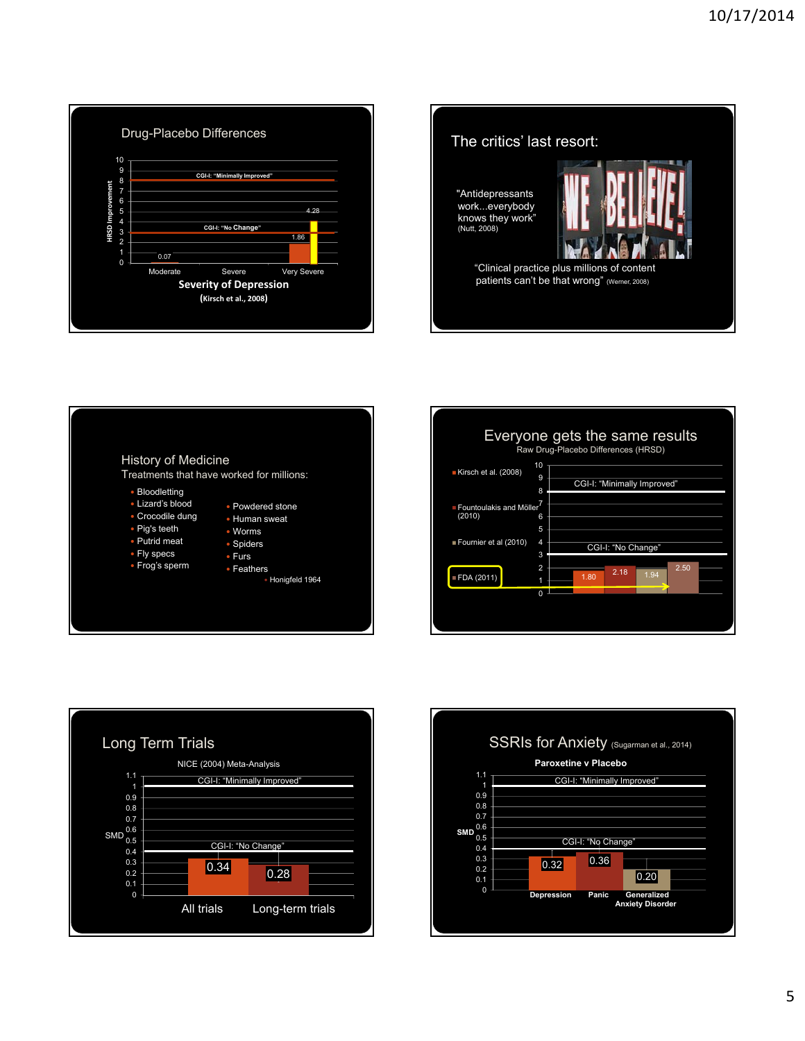## Drug-Placebo Differences

HRSD Improvement

CGI-I: "Minimally Improved"

CGI-I: "No Change"

| Severity of Depression | Drug-Placebo Difference |
|---|---|
| Moderate | 0.07 |
| Very Severe | 1.86 |
| Very Severe | 4.28 |

**Severity of Depression**

**(Kirsch et al., 2008)**

## The critics' last resort:

"Antidepressants work...everybody knows they work" (Nutt, 2008)

WE BELIEVE!

"Clinical practice plus millions of content patients can't be that wrong" (Werner, 2008)

## History of Medicine

Treatments that have worked for millions:

- Bloodletting
- Lizard's blood
- Crocodile dung
- Pig's teeth
- Putrid meat
- Fly specs
- Frog's sperm
- Powdered stone
- Human sweat
- Worms
- Spiders
- Furs
- Feathers
- Honigfeld 1964

## Everyone gets the same results

Raw Drug-Placebo Differences (HRSD)

CGI-I: "Minimally Improved"

CGI-I: "No Change"

| Study | Drug-Placebo Difference |
|---|---|
| Kirsch et al. (2008) | 1.80 |
| Fountoulakis and Möller (2010) | 2.18 |
| Fournier et al (2010) | 1.94 |
| FDA (2011) | 2.50 |

## Long Term Trials

NICE (2004) Meta-Analysis

SMD

CGI-I: "Minimally Improved"

CGI-I: "No Change"

| | SMD |
|---|---|
| All trials | 0.34 |
| Long-term trials | 0.28 |

## SSRIs for Anxiety (Sugarman et al., 2014)

**Paroxetine v Placebo**

SMD

CGI-I: "Minimally Improved"

CGI-I: "No Change"

| | SMD |
|---|---|
| Depression | 0.32 |
| Panic | 0.36 |
| Generalized Anxiety Disorder | 0.20 |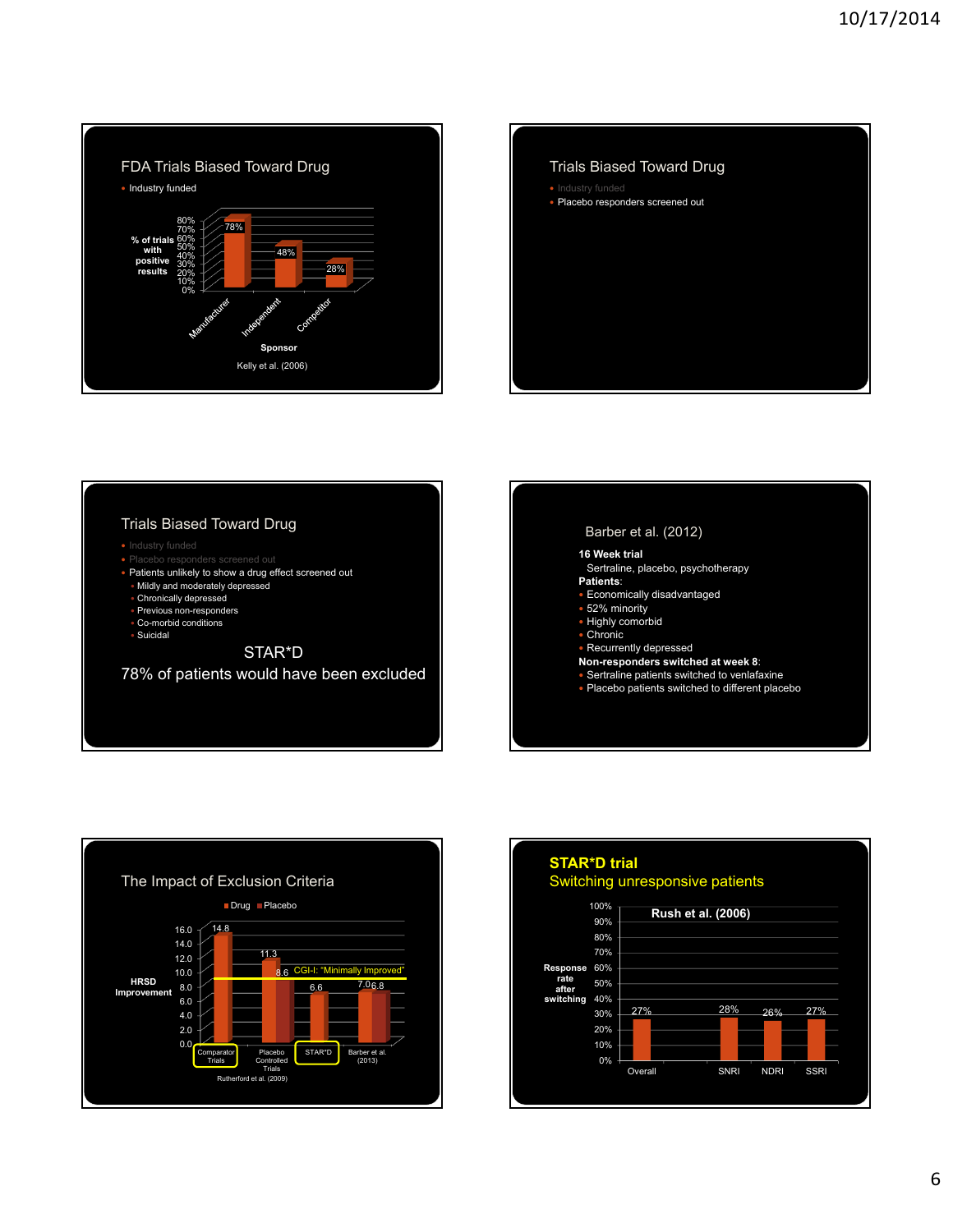## FDA Trials Biased Toward Drug

- Industry funded

| Sponsor | % of trials with positive results |
|---|---|
| Manufacturer | 78% |
| Independent | 48% |
| Competitor | 28% |

Kelly et al. (2006)

## Trials Biased Toward Drug

- Industry funded
- Placebo responders screened out

## Trials Biased Toward Drug

- Industry funded
- Placebo responders screened out
- Patients unlikely to show a drug effect screened out
  - Mildly and moderately depressed
  - Chronically depressed
  - Previous non-responders
  - Co-morbid conditions
  - Suicidal

STAR*D

78% of patients would have been excluded

## Barber et al. (2012)

**16 Week trial**

Sertraline, placebo, psychotherapy

**Patients**:

- Economically disadvantaged
- 52% minority
- Highly comorbid
- Chronic
- Recurrently depressed

**Non-responders switched at week 8**:

- Sertraline patients switched to venlafaxine
- Placebo patients switched to different placebo

## The Impact of Exclusion Criteria

HRSD Improvement

| | Drug | Placebo |
|---|---|---|
| Comparator Trials | 14.8 | |
| Placebo Controlled Trials | 11.3 | 8.6 |
| STAR*D | 6.6 | |
| Barber et al. (2013) | 7.0 | 6.8 |

CGI-I: "Minimally Improved"

Rutherford et al. (2009)

## STAR*D trial

### Switching unresponsive patients

Rush et al. (2006)

| | Response rate after switching |
|---|---|
| Overall | 27% |
| SNRI | 28% |
| NDRI | 26% |
| SSRI | 27% |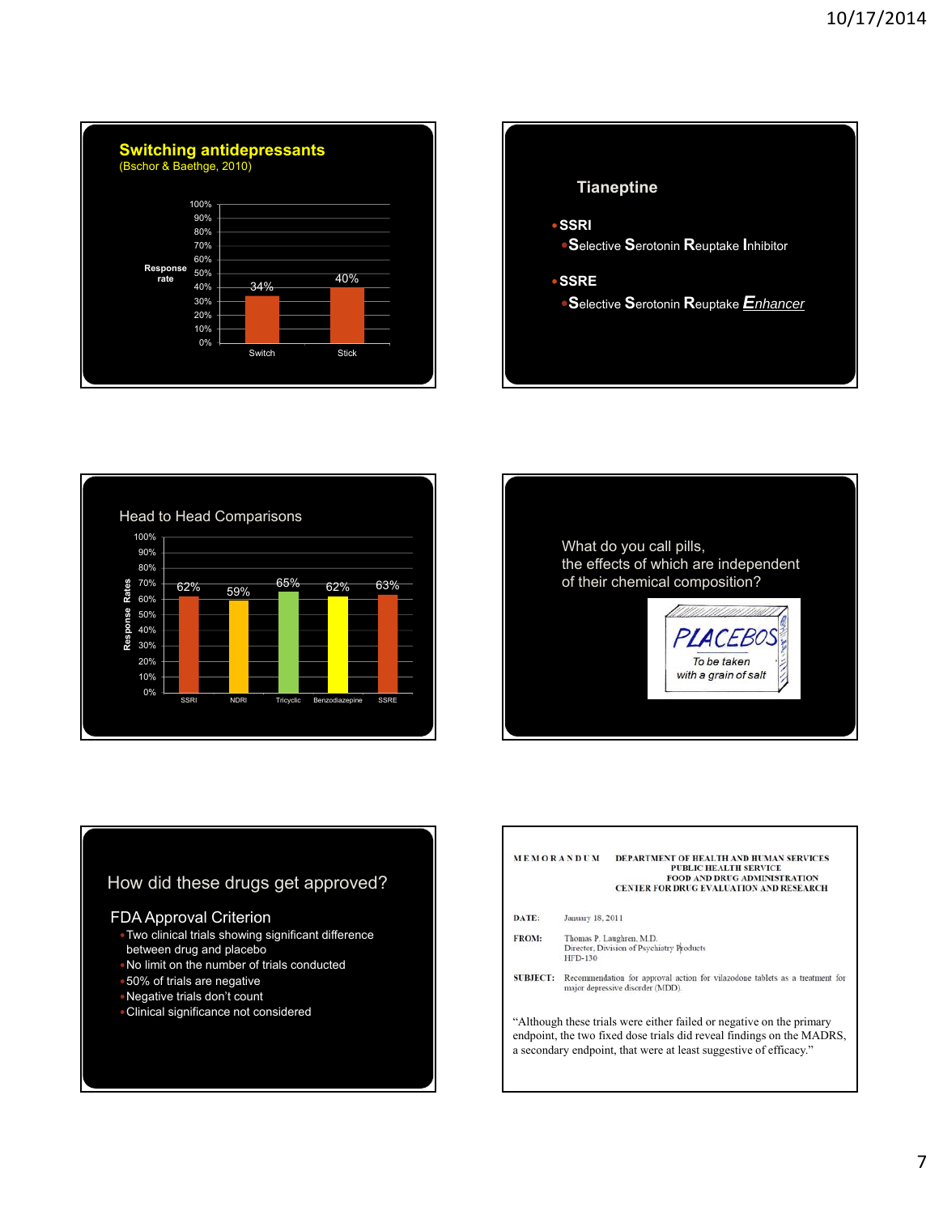## Switching antidepressants
(Bschor & Baethge, 2010)

| | Switch | Stick |
|---|---|---|
| Response rate | 34% | 40% |

## Tianeptine

- **SSRI**
  - **S**elective **S**erotonin **R**euptake **I**nhibitor
- **SSRE**
  - **S**elective **S**erotonin **R**euptake ***Enhancer***

## Head to Head Comparisons

| | SSRI | NDRI | Tricyclic | Benzodiazepine | SSRE |
|---|---|---|---|---|---|
| Response Rates | 62% | 59% | 65% | 62% | 63% |

What do you call pills,
the effects of which are independent
of their chemical composition?

PLACEBOS
To be taken
with a grain of salt

## How did these drugs get approved?

### FDA Approval Criterion

- Two clinical trials showing significant difference between drug and placebo
- No limit on the number of trials conducted
- 50% of trials are negative
- Negative trials don't count
- Clinical significance not considered

MEMORANDUM DEPARTMENT OF HEALTH AND HUMAN SERVICES
PUBLIC HEALTH SERVICE
FOOD AND DRUG ADMINISTRATION
CENTER FOR DRUG EVALUATION AND RESEARCH

**DATE:** January 18, 2011

**FROM:** Thomas P. Laughren, M.D.
Director, Division of Psychiatry Products
HFD-130

**SUBJECT:** Recommendation for approval action for vilazodone tablets as a treatment for major depressive disorder (MDD).

"Although these trials were either failed or negative on the primary endpoint, the two fixed dose trials did reveal findings on the MADRS, a secondary endpoint, that were at least suggestive of efficacy."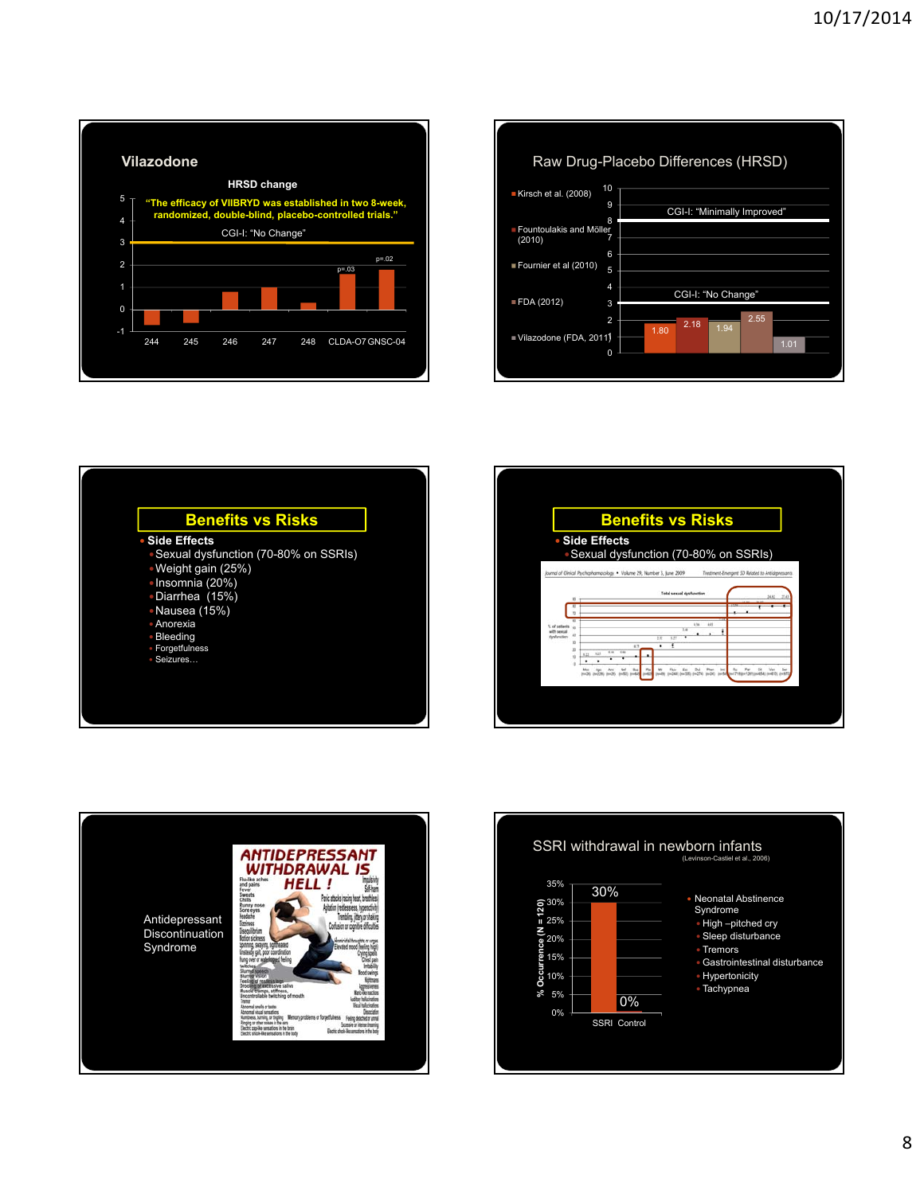## Vilazodone

**HRSD change**

**"The efficacy of VIIBRYD was established in two 8-week, randomized, double-blind, placebo-controlled trials."**

CGI-I: "No Change"

| Study | 244 | 245 | 246 | 247 | 248 | CLDA-O7 | GNSC-04 |
|---|---|---|---|---|---|---|---|
| p-value | | | | | | p=.03 | p=.02 |

## Raw Drug-Placebo Differences (HRSD)

CGI-I: "Minimally Improved"

CGI-I: "No Change"

| Study | Difference |
|---|---|
| Kirsch et al. (2008) | 1.80 |
| Fountoulakis and Möller (2010) | 2.18 |
| Fournier et al (2010) | 1.94 |
| FDA (2012) | 2.55 |
| Vilazodone (FDA, 2011) | 1.01 |

## Benefits vs Risks

- **Side Effects**
  - Sexual dysfunction (70-80% on SSRIs)
  - Weight gain (25%)
  - Insomnia (20%)
  - Diarrhea (15%)
  - Nausea (15%)
  - Anorexia
  - Bleeding
  - Forgetfulness
  - Seizures…

## Benefits vs Risks

- **Side Effects**
  - Sexual dysfunction (70-80% on SSRIs)

Journal of Clinical Psychopharmacology • Volume 29, Number 3, June 2009 — Treatment-Emergent SD Related to Antidepressants

Total sexual dysfunction

## Antidepressant Discontinuation Syndrome

ANTIDEPRESSANT WITHDRAWAL IS HELL !

## SSRI withdrawal in newborn infants

(Levinson-Castiel et al., 2006)

| | % Occurrence (N = 120) |
|---|---|
| SSRI | 30% |
| Control | 0% |

- Neonatal Abstinence Syndrome
  - High –pitched cry
  - Sleep disturbance
  - Tremors
  - Gastrointestinal disturbance
  - Hypertonicity
  - Tachypnea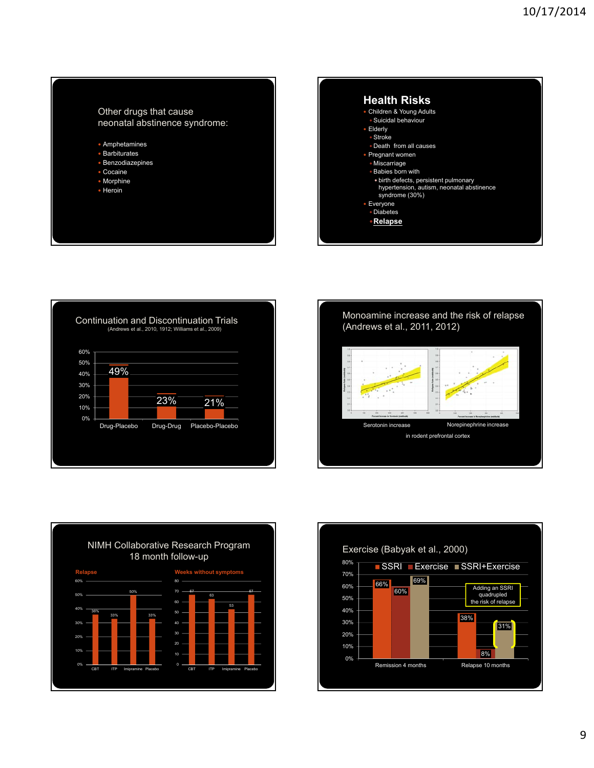## Other drugs that cause neonatal abstinence syndrome:

- Amphetamines
- Barbiturates
- Benzodiazepines
- Cocaine
- Morphine
- Heroin

## Health Risks

- Children & Young Adults
  - Suicidal behaviour
- Elderly
  - Stroke
  - Death from all causes
- Pregnant women
  - Miscarriage
  - Babies born with
    - birth defects, persistent pulmonary hypertension, autism, neonatal abstinence syndrome (30%)
- Everyone
  - Diabetes
  - **Relapse**

## Continuation and Discontinuation Trials

(Andrews et al., 2010, 1912; Williams et al., 2009)

| | Drug-Placebo | Drug-Drug | Placebo-Placebo |
|---|---|---|---|
| Relapse | 49% | 23% | 21% |

## Monoamine increase and the risk of relapse (Andrews et al., 2011, 2012)

Serotonin increase | Norepinephrine increase

in rodent prefrontal cortex

## NIMH Collaborative Research Program 18 month follow-up

| | CBT | ITP | Imipramine | Placebo |
|---|---|---|---|---|
| Relapse | 36% | 33% | 50% | 33% |
| Weeks without symptoms | 67 | 63 | 53 | 67 |

## Exercise (Babyak et al., 2000)

| | SSRI | Exercise | SSRI+Exercise |
|---|---|---|---|
| Remission 4 months | 66% | 60% | 69% |
| Relapse 10 months | 38% | 8% | 31% |

Adding an SSRI quadrupled the risk of relapse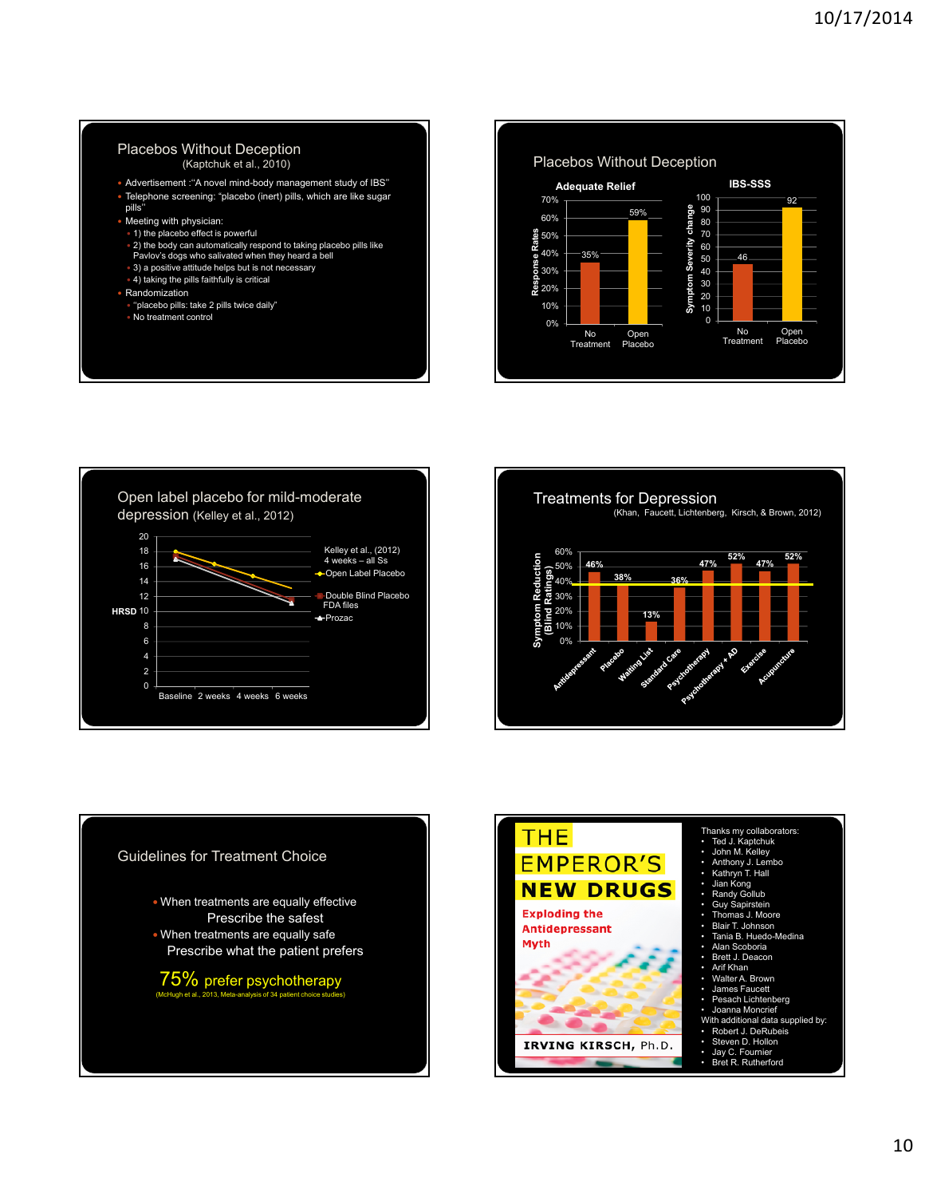## Placebos Without Deception
(Kaptchuk et al., 2010)

- Advertisement :"A novel mind-body management study of IBS"
- Telephone screening: "placebo (inert) pills, which are like sugar pills"
- Meeting with physician:
  - 1) the placebo effect is powerful
  - 2) the body can automatically respond to taking placebo pills like Pavlov's dogs who salivated when they heard a bell
  - 3) a positive attitude helps but is not necessary
  - 4) taking the pills faithfully is critical
- Randomization
  - "placebo pills: take 2 pills twice daily"
  - No treatment control

## Placebos Without Deception

Adequate Relief

Response Rates

70%
60%
50%
40%
30%
20%
10%
0%

35%
59%

No Treatment
Open Placebo

IBS-SSS

Symptom Severity change

100
90
80
70
60
50
40
30
20
10
0

46
92

No Treatment
Open Placebo

## Open label placebo for mild-moderate depression (Kelley et al., 2012)

HRSD

20
18
16
14
12
10
8
6
4
2
0

Baseline 2 weeks 4 weeks 6 weeks

Kelley et al., (2012)
4 weeks – all Ss
Open Label Placebo
Double Blind Placebo FDA files
Prozac

## Treatments for Depression
(Khan, Faucett, Lichtenberg, Kirsch, & Brown, 2012)

Symptom Reduction (Blind Ratings)

60%
50%
40%
30%
20%
10%
0%

46%
38%
13%
36%
47%
52%
47%
52%

Antidepressant
Placebo
Waiting List
Standard Care
Psychotherapy
Psychotherapy + AD
Exercise
Acupuncture

## Guidelines for Treatment Choice

- When treatments are equally effective
  Prescribe the safest
- When treatments are equally safe
  Prescribe what the patient prefers

**75%** prefer psychotherapy
(McHugh et al., 2013, Meta-analysis of 34 patient choice studies)

THE EMPEROR'S NEW DRUGS
Exploding the Antidepressant Myth
IRVING KIRSCH, Ph.D.

Thanks my collaborators:
- Ted J. Kaptchuk
- John M. Kelley
- Anthony J. Lembo
- Kathryn T. Hall
- Jian Kong
- Randy Gollub
- Guy Sapirstein
- Thomas J. Moore
- Blair T. Johnson
- Tania B. Huedo-Medina
- Alan Scoboria
- Brett J. Deacon
- Arif Khan
- Walter A. Brown
- James Faucett
- Pesach Lichtenberg
- Joanna Moncrief

With additional data supplied by:
- Robert J. DeRubeis
- Steven D. Hollon
- Jay C. Fournier
- Bret R. Rutherford